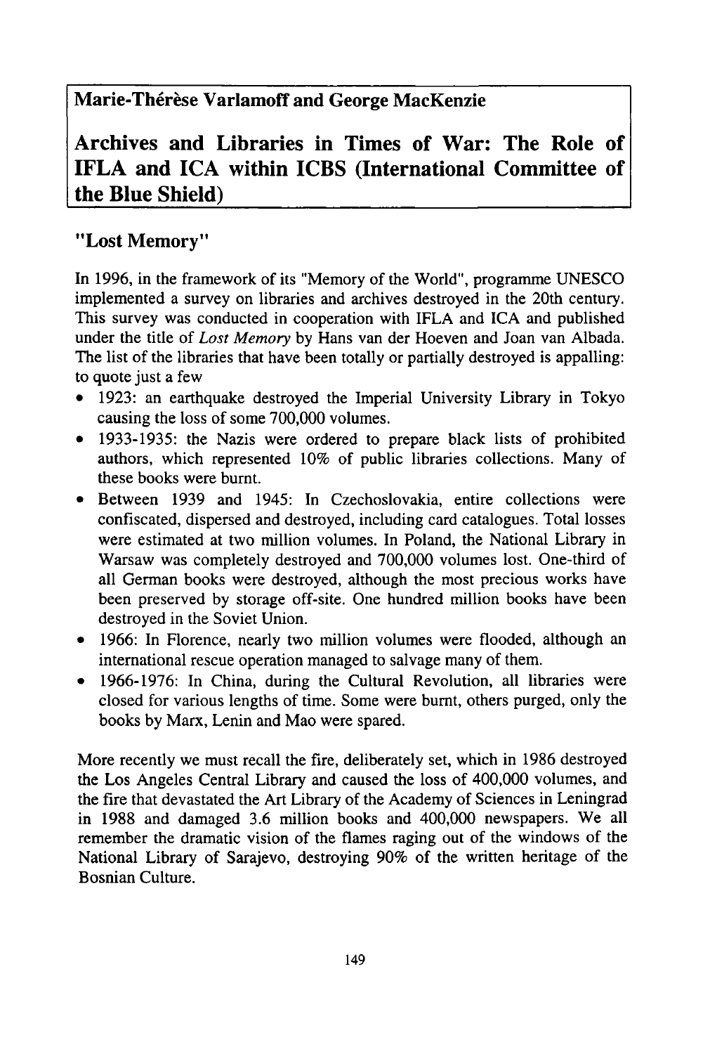**Marie-Thérèse Varlamoff and George MacKenzie**

# Archives and Libraries in Times of War: The Role of IFLA and ICA within ICBS (International Committee of the Blue Shield)

## "Lost Memory"

In 1996, in the framework of its "Memory of the World", programme UNESCO implemented a survey on libraries and archives destroyed in the 20th century. This survey was conducted in cooperation with IFLA and ICA and published under the title of *Lost Memory* by Hans van der Hoeven and Joan van Albada. The list of the libraries that have been totally or partially destroyed is appalling: to quote just a few

- 1923: an earthquake destroyed the Imperial University Library in Tokyo causing the loss of some 700,000 volumes.
- 1933-1935: the Nazis were ordered to prepare black lists of prohibited authors, which represented 10% of public libraries collections. Many of these books were burnt.
- Between 1939 and 1945: In Czechoslovakia, entire collections were confiscated, dispersed and destroyed, including card catalogues. Total losses were estimated at two million volumes. In Poland, the National Library in Warsaw was completely destroyed and 700,000 volumes lost. One-third of all German books were destroyed, although the most precious works have been preserved by storage off-site. One hundred million books have been destroyed in the Soviet Union.
- 1966: In Florence, nearly two million volumes were flooded, although an international rescue operation managed to salvage many of them.
- 1966-1976: In China, during the Cultural Revolution, all libraries were closed for various lengths of time. Some were burnt, others purged, only the books by Marx, Lenin and Mao were spared.

More recently we must recall the fire, deliberately set, which in 1986 destroyed the Los Angeles Central Library and caused the loss of 400,000 volumes, and the fire that devastated the Art Library of the Academy of Sciences in Leningrad in 1988 and damaged 3.6 million books and 400,000 newspapers. We all remember the dramatic vision of the flames raging out of the windows of the National Library of Sarajevo, destroying 90% of the written heritage of the Bosnian Culture.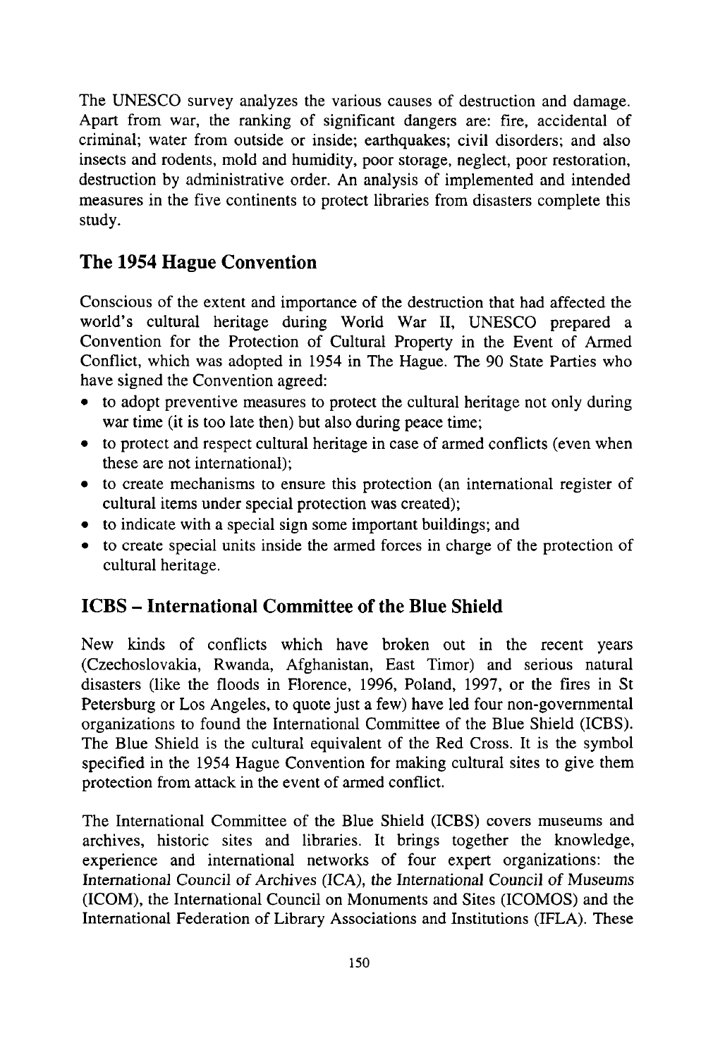The UNESCO survey analyzes the various causes of destruction and damage. Apart from war, the ranking of significant dangers are: fire, accidental of criminal; water from outside or inside; earthquakes; civil disorders; and also insects and rodents, mold and humidity, poor storage, neglect, poor restoration, destruction by administrative order. An analysis of implemented and intended measures in the five continents to protect libraries from disasters complete this study.

## The 1954 Hague Convention

Conscious of the extent and importance of the destruction that had affected the world's cultural heritage during World War II, UNESCO prepared a Convention for the Protection of Cultural Property in the Event of Armed Conflict, which was adopted in 1954 in The Hague. The 90 State Parties who have signed the Convention agreed:

- to adopt preventive measures to protect the cultural heritage not only during war time (it is too late then) but also during peace time;
- to protect and respect cultural heritage in case of armed conflicts (even when these are not international);
- to create mechanisms to ensure this protection (an international register of cultural items under special protection was created);
- to indicate with a special sign some important buildings; and
- to create special units inside the armed forces in charge of the protection of cultural heritage.

## ICBS – International Committee of the Blue Shield

New kinds of conflicts which have broken out in the recent years (Czechoslovakia, Rwanda, Afghanistan, East Timor) and serious natural disasters (like the floods in Florence, 1996, Poland, 1997, or the fires in St Petersburg or Los Angeles, to quote just a few) have led four non-governmental organizations to found the International Committee of the Blue Shield (ICBS). The Blue Shield is the cultural equivalent of the Red Cross. It is the symbol specified in the 1954 Hague Convention for making cultural sites to give them protection from attack in the event of armed conflict.

The International Committee of the Blue Shield (ICBS) covers museums and archives, historic sites and libraries. It brings together the knowledge, experience and international networks of four expert organizations: the International Council of Archives (ICA), the International Council of Museums (ICOM), the International Council on Monuments and Sites (ICOMOS) and the International Federation of Library Associations and Institutions (IFLA). These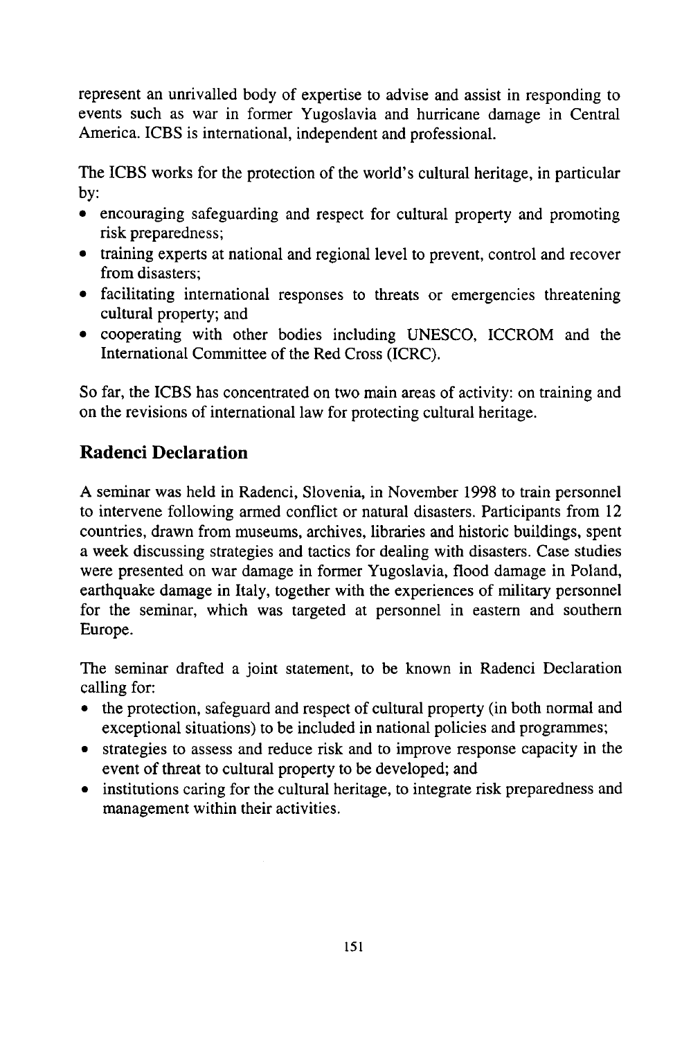represent an unrivalled body of expertise to advise and assist in responding to events such as war in former Yugoslavia and hurricane damage in Central America. ICBS is international, independent and professional.

The ICBS works for the protection of the world's cultural heritage, in particular by:

- encouraging safeguarding and respect for cultural property and promoting risk preparedness;
- training experts at national and regional level to prevent, control and recover from disasters;
- facilitating international responses to threats or emergencies threatening cultural property; and
- cooperating with other bodies including UNESCO, ICCROM and the International Committee of the Red Cross (ICRC).

So far, the ICBS has concentrated on two main areas of activity: on training and on the revisions of international law for protecting cultural heritage.

## Radenci Declaration

A seminar was held in Radenci, Slovenia, in November 1998 to train personnel to intervene following armed conflict or natural disasters. Participants from 12 countries, drawn from museums, archives, libraries and historic buildings, spent a week discussing strategies and tactics for dealing with disasters. Case studies were presented on war damage in former Yugoslavia, flood damage in Poland, earthquake damage in Italy, together with the experiences of military personnel for the seminar, which was targeted at personnel in eastern and southern Europe.

The seminar drafted a joint statement, to be known in Radenci Declaration calling for:

- the protection, safeguard and respect of cultural property (in both normal and exceptional situations) to be included in national policies and programmes;
- strategies to assess and reduce risk and to improve response capacity in the event of threat to cultural property to be developed; and
- institutions caring for the cultural heritage, to integrate risk preparedness and management within their activities.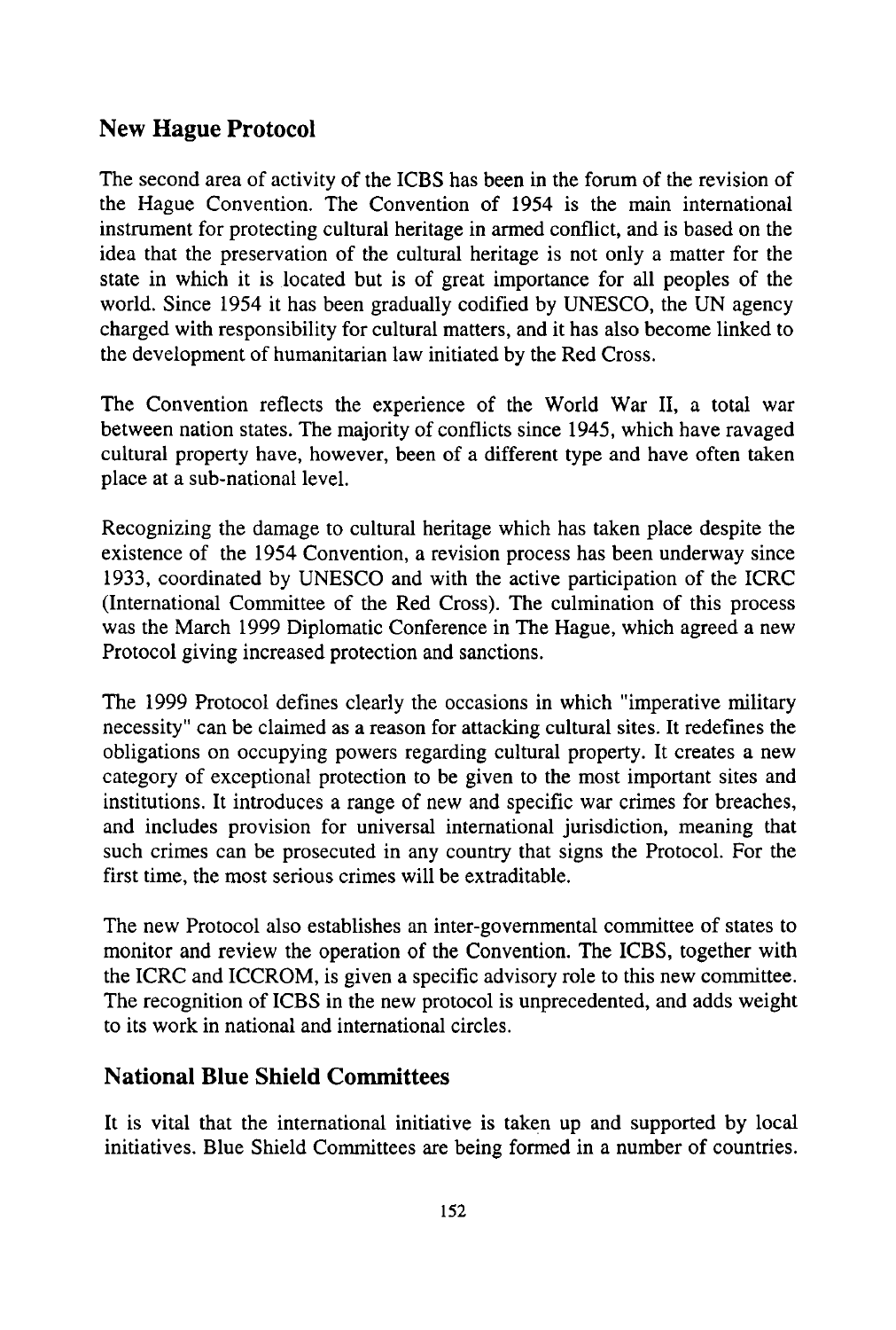## New Hague Protocol

The second area of activity of the ICBS has been in the forum of the revision of the Hague Convention. The Convention of 1954 is the main international instrument for protecting cultural heritage in armed conflict, and is based on the idea that the preservation of the cultural heritage is not only a matter for the state in which it is located but is of great importance for all peoples of the world. Since 1954 it has been gradually codified by UNESCO, the UN agency charged with responsibility for cultural matters, and it has also become linked to the development of humanitarian law initiated by the Red Cross.

The Convention reflects the experience of the World War II, a total war between nation states. The majority of conflicts since 1945, which have ravaged cultural property have, however, been of a different type and have often taken place at a sub-national level.

Recognizing the damage to cultural heritage which has taken place despite the existence of the 1954 Convention, a revision process has been underway since 1933, coordinated by UNESCO and with the active participation of the ICRC (International Committee of the Red Cross). The culmination of this process was the March 1999 Diplomatic Conference in The Hague, which agreed a new Protocol giving increased protection and sanctions.

The 1999 Protocol defines clearly the occasions in which "imperative military necessity" can be claimed as a reason for attacking cultural sites. It redefines the obligations on occupying powers regarding cultural property. It creates a new category of exceptional protection to be given to the most important sites and institutions. It introduces a range of new and specific war crimes for breaches, and includes provision for universal international jurisdiction, meaning that such crimes can be prosecuted in any country that signs the Protocol. For the first time, the most serious crimes will be extraditable.

The new Protocol also establishes an inter-governmental committee of states to monitor and review the operation of the Convention. The ICBS, together with the ICRC and ICCROM, is given a specific advisory role to this new committee. The recognition of ICBS in the new protocol is unprecedented, and adds weight to its work in national and international circles.

## National Blue Shield Committees

It is vital that the international initiative is taken up and supported by local initiatives. Blue Shield Committees are being formed in a number of countries.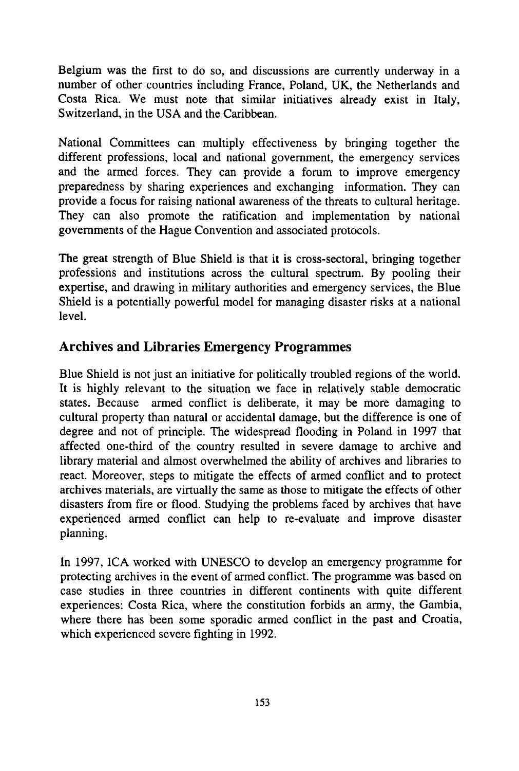Belgium was the first to do so, and discussions are currently underway in a number of other countries including France, Poland, UK, the Netherlands and Costa Rica. We must note that similar initiatives already exist in Italy, Switzerland, in the USA and the Caribbean.

National Committees can multiply effectiveness by bringing together the different professions, local and national government, the emergency services and the armed forces. They can provide a forum to improve emergency preparedness by sharing experiences and exchanging information. They can provide a focus for raising national awareness of the threats to cultural heritage. They can also promote the ratification and implementation by national governments of the Hague Convention and associated protocols.

The great strength of Blue Shield is that it is cross-sectoral, bringing together professions and institutions across the cultural spectrum. By pooling their expertise, and drawing in military authorities and emergency services, the Blue Shield is a potentially powerful model for managing disaster risks at a national level.

## Archives and Libraries Emergency Programmes

Blue Shield is not just an initiative for politically troubled regions of the world. It is highly relevant to the situation we face in relatively stable democratic states. Because armed conflict is deliberate, it may be more damaging to cultural property than natural or accidental damage, but the difference is one of degree and not of principle. The widespread flooding in Poland in 1997 that affected one-third of the country resulted in severe damage to archive and library material and almost overwhelmed the ability of archives and libraries to react. Moreover, steps to mitigate the effects of armed conflict and to protect archives materials, are virtually the same as those to mitigate the effects of other disasters from fire or flood. Studying the problems faced by archives that have experienced armed conflict can help to re-evaluate and improve disaster planning.

In 1997, ICA worked with UNESCO to develop an emergency programme for protecting archives in the event of armed conflict. The programme was based on case studies in three countries in different continents with quite different experiences: Costa Rica, where the constitution forbids an army, the Gambia, where there has been some sporadic armed conflict in the past and Croatia, which experienced severe fighting in 1992.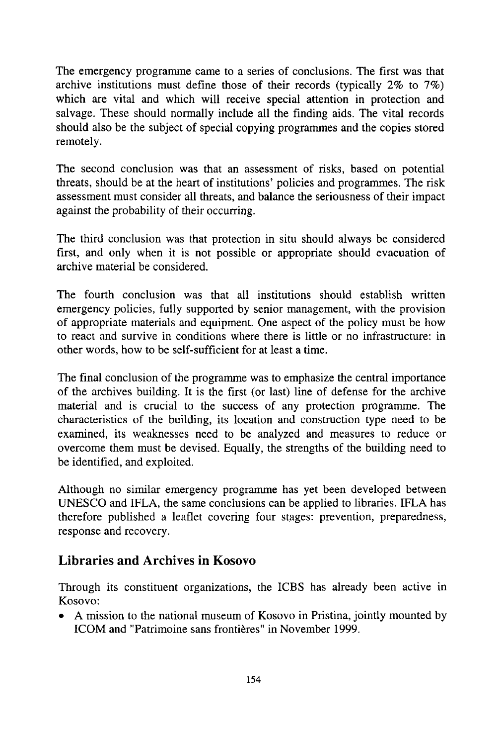The emergency programme came to a series of conclusions. The first was that archive institutions must define those of their records (typically 2% to 7%) which are vital and which will receive special attention in protection and salvage. These should normally include all the finding aids. The vital records should also be the subject of special copying programmes and the copies stored remotely.

The second conclusion was that an assessment of risks, based on potential threats, should be at the heart of institutions' policies and programmes. The risk assessment must consider all threats, and balance the seriousness of their impact against the probability of their occurring.

The third conclusion was that protection in situ should always be considered first, and only when it is not possible or appropriate should evacuation of archive material be considered.

The fourth conclusion was that all institutions should establish written emergency policies, fully supported by senior management, with the provision of appropriate materials and equipment. One aspect of the policy must be how to react and survive in conditions where there is little or no infrastructure: in other words, how to be self-sufficient for at least a time.

The final conclusion of the programme was to emphasize the central importance of the archives building. It is the first (or last) line of defense for the archive material and is crucial to the success of any protection programme. The characteristics of the building, its location and construction type need to be examined, its weaknesses need to be analyzed and measures to reduce or overcome them must be devised. Equally, the strengths of the building need to be identified, and exploited.

Although no similar emergency programme has yet been developed between UNESCO and IFLA, the same conclusions can be applied to libraries. IFLA has therefore published a leaflet covering four stages: prevention, preparedness, response and recovery.

## Libraries and Archives in Kosovo

Through its constituent organizations, the ICBS has already been active in Kosovo:

- A mission to the national museum of Kosovo in Pristina, jointly mounted by ICOM and "Patrimoine sans frontières" in November 1999.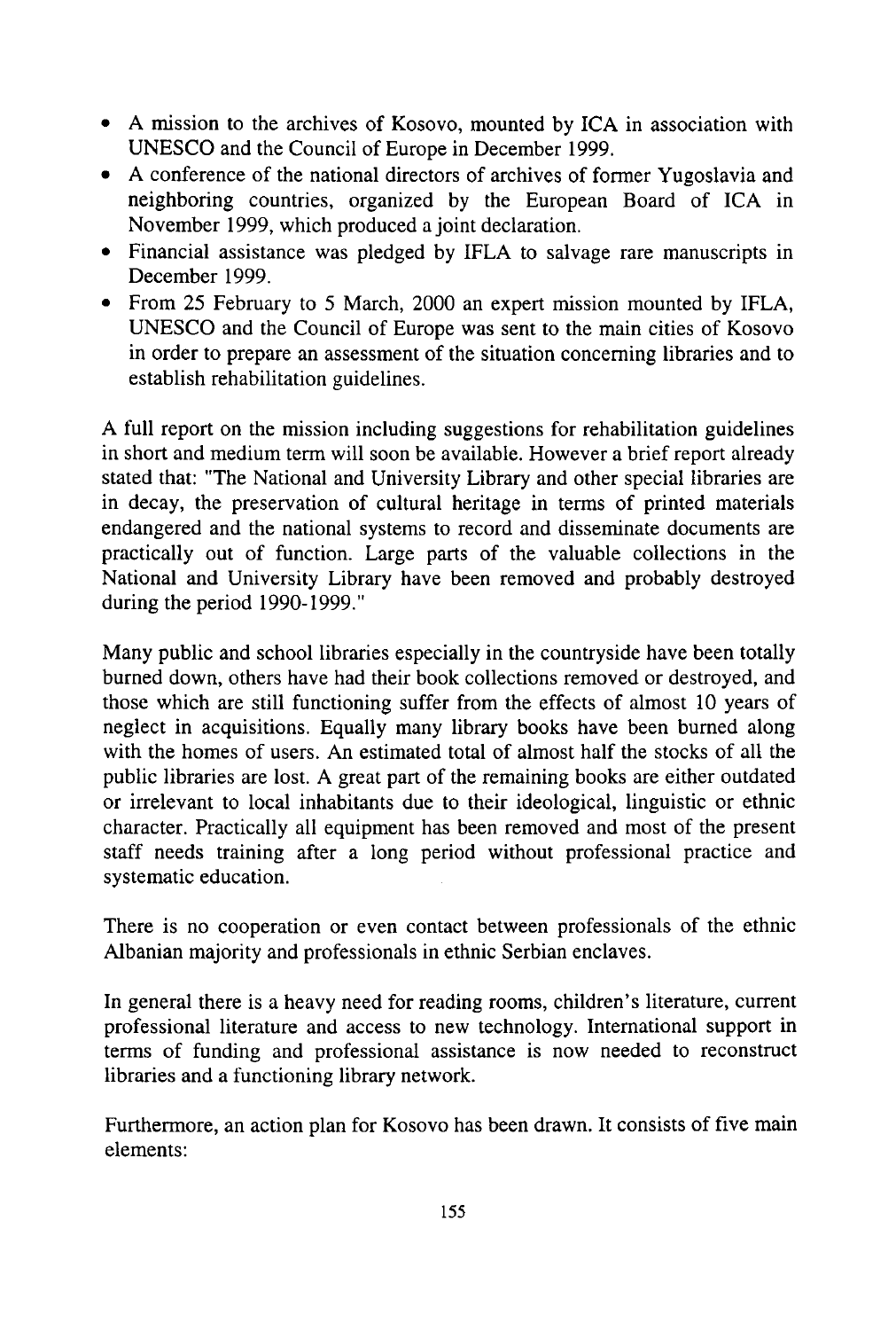- A mission to the archives of Kosovo, mounted by ICA in association with UNESCO and the Council of Europe in December 1999.
- A conference of the national directors of archives of former Yugoslavia and neighboring countries, organized by the European Board of ICA in November 1999, which produced a joint declaration.
- Financial assistance was pledged by IFLA to salvage rare manuscripts in December 1999.
- From 25 February to 5 March, 2000 an expert mission mounted by IFLA, UNESCO and the Council of Europe was sent to the main cities of Kosovo in order to prepare an assessment of the situation concerning libraries and to establish rehabilitation guidelines.

A full report on the mission including suggestions for rehabilitation guidelines in short and medium term will soon be available. However a brief report already stated that: "The National and University Library and other special libraries are in decay, the preservation of cultural heritage in terms of printed materials endangered and the national systems to record and disseminate documents are practically out of function. Large parts of the valuable collections in the National and University Library have been removed and probably destroyed during the period 1990-1999."

Many public and school libraries especially in the countryside have been totally burned down, others have had their book collections removed or destroyed, and those which are still functioning suffer from the effects of almost 10 years of neglect in acquisitions. Equally many library books have been burned along with the homes of users. An estimated total of almost half the stocks of all the public libraries are lost. A great part of the remaining books are either outdated or irrelevant to local inhabitants due to their ideological, linguistic or ethnic character. Practically all equipment has been removed and most of the present staff needs training after a long period without professional practice and systematic education.

There is no cooperation or even contact between professionals of the ethnic Albanian majority and professionals in ethnic Serbian enclaves.

In general there is a heavy need for reading rooms, children's literature, current professional literature and access to new technology. International support in terms of funding and professional assistance is now needed to reconstruct libraries and a functioning library network.

Furthermore, an action plan for Kosovo has been drawn. It consists of five main elements: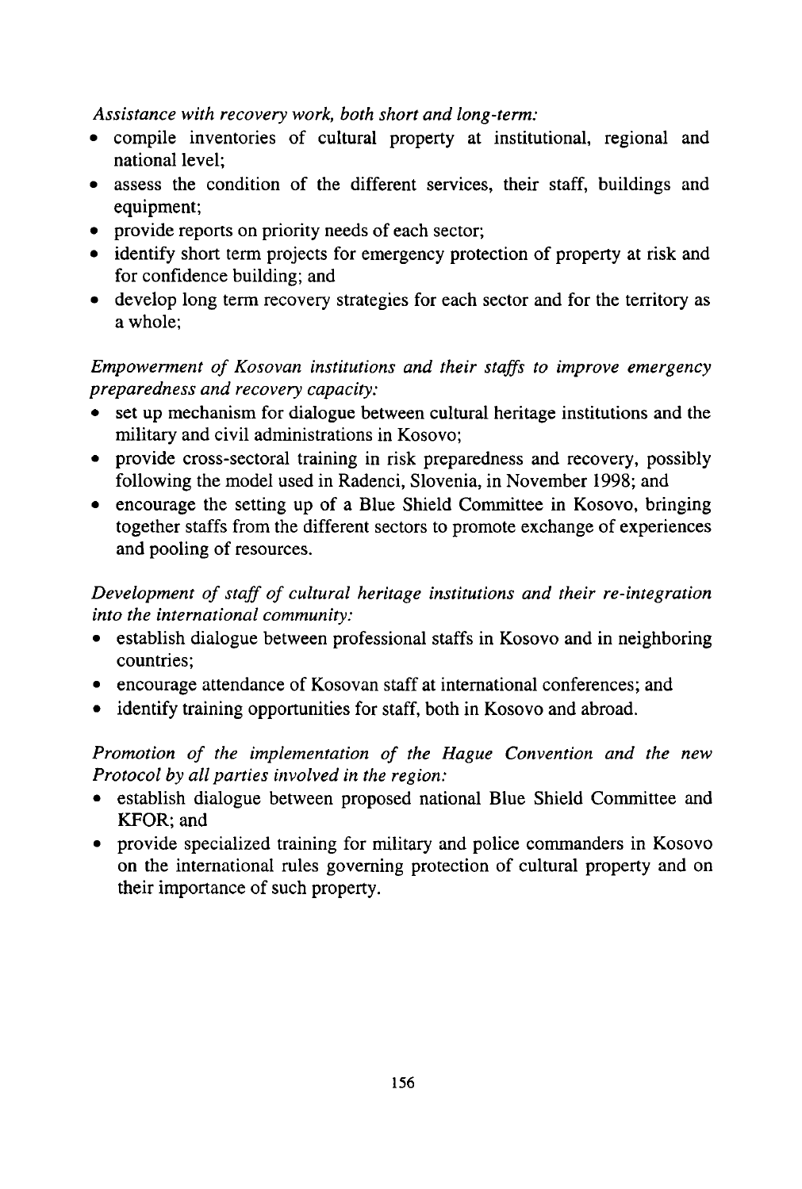*Assistance with recovery work, both short and long-term:*

- compile inventories of cultural property at institutional, regional and national level;
- assess the condition of the different services, their staff, buildings and equipment;
- provide reports on priority needs of each sector;
- identify short term projects for emergency protection of property at risk and for confidence building; and
- develop long term recovery strategies for each sector and for the territory as a whole;

*Empowerment of Kosovan institutions and their staffs to improve emergency preparedness and recovery capacity:*

- set up mechanism for dialogue between cultural heritage institutions and the military and civil administrations in Kosovo;
- provide cross-sectoral training in risk preparedness and recovery, possibly following the model used in Radenci, Slovenia, in November 1998; and
- encourage the setting up of a Blue Shield Committee in Kosovo, bringing together staffs from the different sectors to promote exchange of experiences and pooling of resources.

*Development of staff of cultural heritage institutions and their re-integration into the international community:*

- establish dialogue between professional staffs in Kosovo and in neighboring countries;
- encourage attendance of Kosovan staff at international conferences; and
- identify training opportunities for staff, both in Kosovo and abroad.

*Promotion of the implementation of the Hague Convention and the new Protocol by all parties involved in the region:*

- establish dialogue between proposed national Blue Shield Committee and KFOR; and
- provide specialized training for military and police commanders in Kosovo on the international rules governing protection of cultural property and on their importance of such property.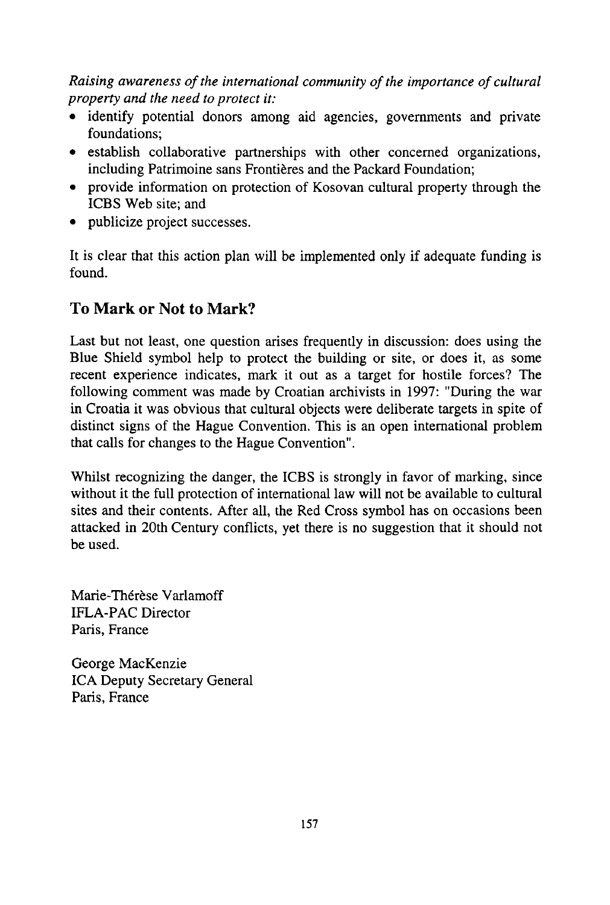*Raising awareness of the international community of the importance of cultural property and the need to protect it:*

- identify potential donors among aid agencies, governments and private foundations;
- establish collaborative partnerships with other concerned organizations, including Patrimoine sans Frontières and the Packard Foundation;
- provide information on protection of Kosovan cultural property through the ICBS Web site; and
- publicize project successes.

It is clear that this action plan will be implemented only if adequate funding is found.

## To Mark or Not to Mark?

Last but not least, one question arises frequently in discussion: does using the Blue Shield symbol help to protect the building or site, or does it, as some recent experience indicates, mark it out as a target for hostile forces? The following comment was made by Croatian archivists in 1997: "During the war in Croatia it was obvious that cultural objects were deliberate targets in spite of distinct signs of the Hague Convention. This is an open international problem that calls for changes to the Hague Convention".

Whilst recognizing the danger, the ICBS is strongly in favor of marking, since without it the full protection of international law will not be available to cultural sites and their contents. After all, the Red Cross symbol has on occasions been attacked in 20th Century conflicts, yet there is no suggestion that it should not be used.

Marie-Thérèse Varlamoff
IFLA-PAC Director
Paris, France

George MacKenzie
ICA Deputy Secretary General
Paris, France